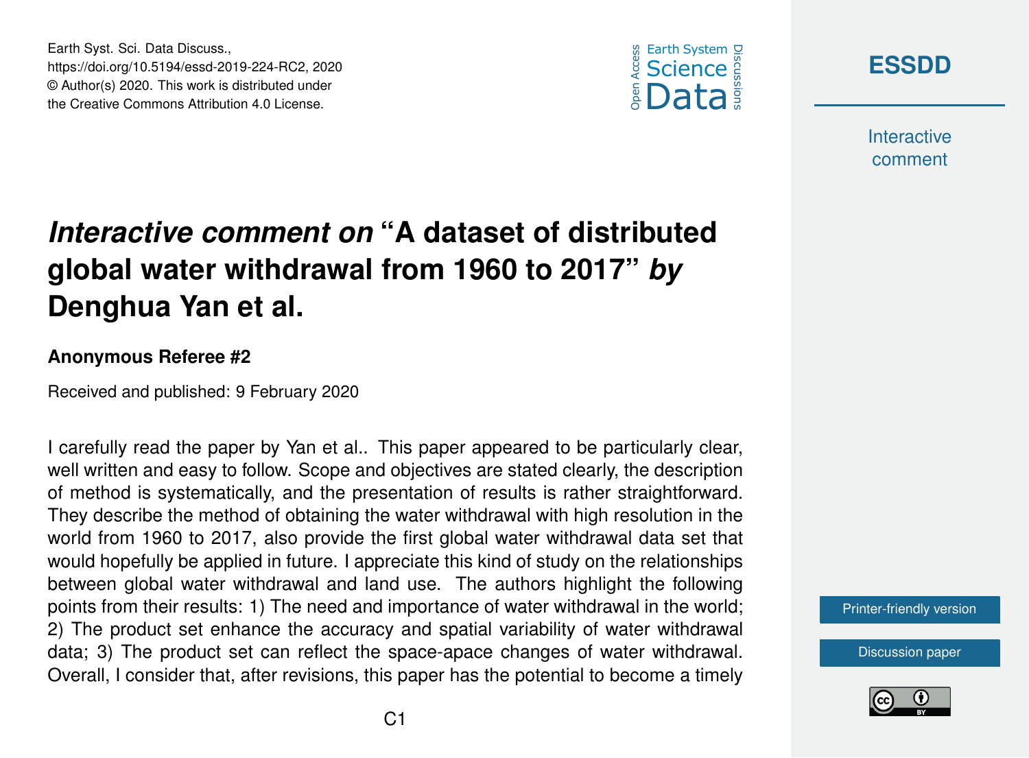# *Interactive comment on* "A dataset of distributed global water withdrawal from 1960 to 2017" *by* Denghua Yan et al.

**Anonymous Referee #2**

Received and published: 9 February 2020

I carefully read the paper by Yan et al.. This paper appeared to be particularly clear, well written and easy to follow. Scope and objectives are stated clearly, the description of method is systematically, and the presentation of results is rather straightforward. They describe the method of obtaining the water withdrawal with high resolution in the world from 1960 to 2017, also provide the first global water withdrawal data set that would hopefully be applied in future. I appreciate this kind of study on the relationships between global water withdrawal and land use. The authors highlight the following points from their results: 1) The need and importance of water withdrawal in the world; 2) The product set enhance the accuracy and spatial variability of water withdrawal data; 3) The product set can reflect the space-apace changes of water withdrawal. Overall, I consider that, after revisions, this paper has the potential to become a timely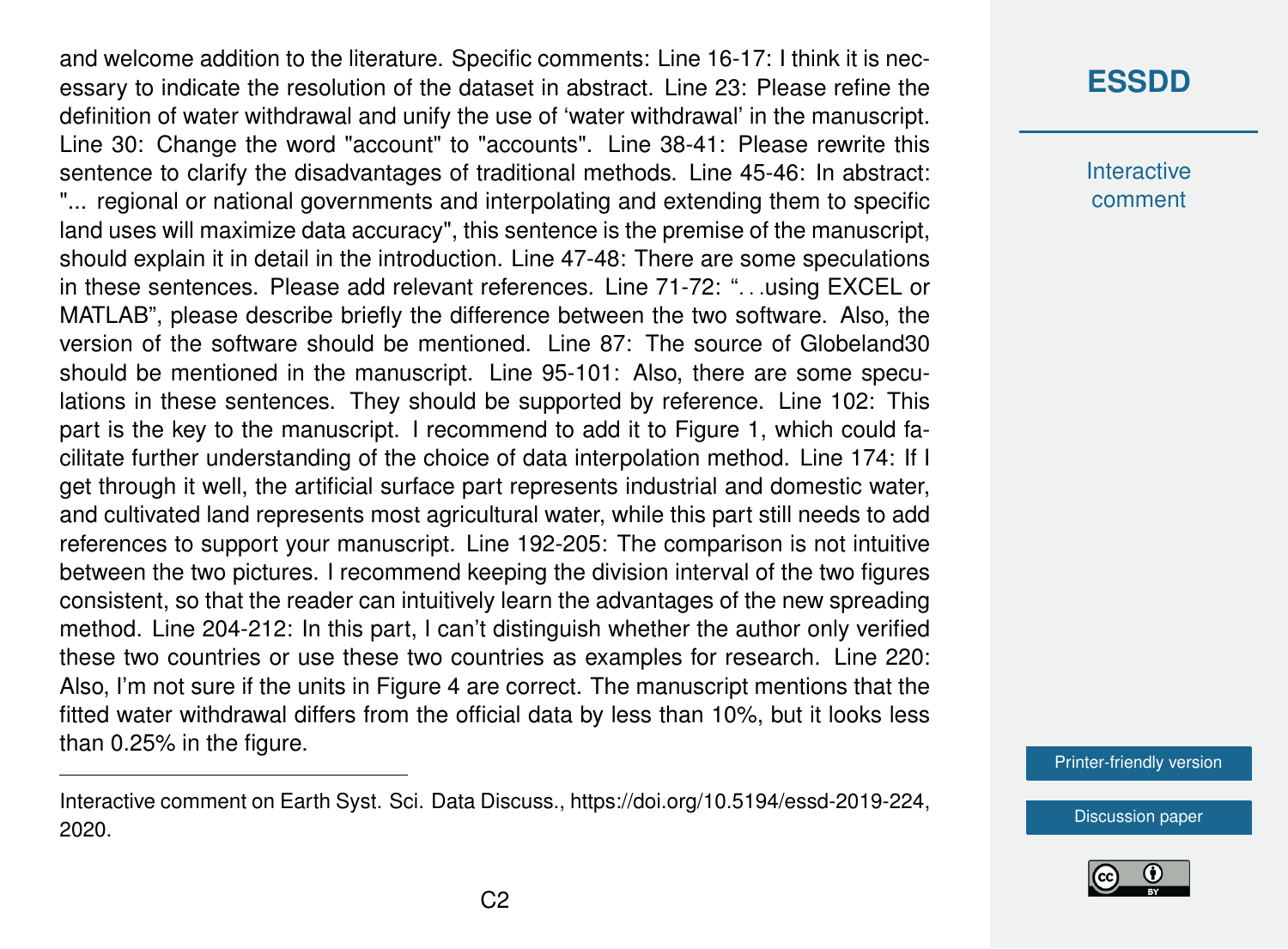and welcome addition to the literature. Specific comments: Line 16-17: I think it is necessary to indicate the resolution of the dataset in abstract. Line 23: Please refine the definition of water withdrawal and unify the use of 'water withdrawal' in the manuscript. Line 30: Change the word "account" to "accounts". Line 38-41: Please rewrite this sentence to clarify the disadvantages of traditional methods. Line 45-46: In abstract: "... regional or national governments and interpolating and extending them to specific land uses will maximize data accuracy", this sentence is the premise of the manuscript, should explain it in detail in the introduction. Line 47-48: There are some speculations in these sentences. Please add relevant references. Line 71-72: "…using EXCEL or MATLAB", please describe briefly the difference between the two software. Also, the version of the software should be mentioned. Line 87: The source of Globeland30 should be mentioned in the manuscript. Line 95-101: Also, there are some speculations in these sentences. They should be supported by reference. Line 102: This part is the key to the manuscript. I recommend to add it to Figure 1, which could facilitate further understanding of the choice of data interpolation method. Line 174: If I get through it well, the artificial surface part represents industrial and domestic water, and cultivated land represents most agricultural water, while this part still needs to add references to support your manuscript. Line 192-205: The comparison is not intuitive between the two pictures. I recommend keeping the division interval of the two figures consistent, so that the reader can intuitively learn the advantages of the new spreading method. Line 204-212: In this part, I can't distinguish whether the author only verified these two countries or use these two countries as examples for research. Line 220: Also, I'm not sure if the units in Figure 4 are correct. The manuscript mentions that the fitted water withdrawal differs from the official data by less than 10%, but it looks less than 0.25% in the figure.

Interactive comment on Earth Syst. Sci. Data Discuss., https://doi.org/10.5194/essd-2019-224, 2020.